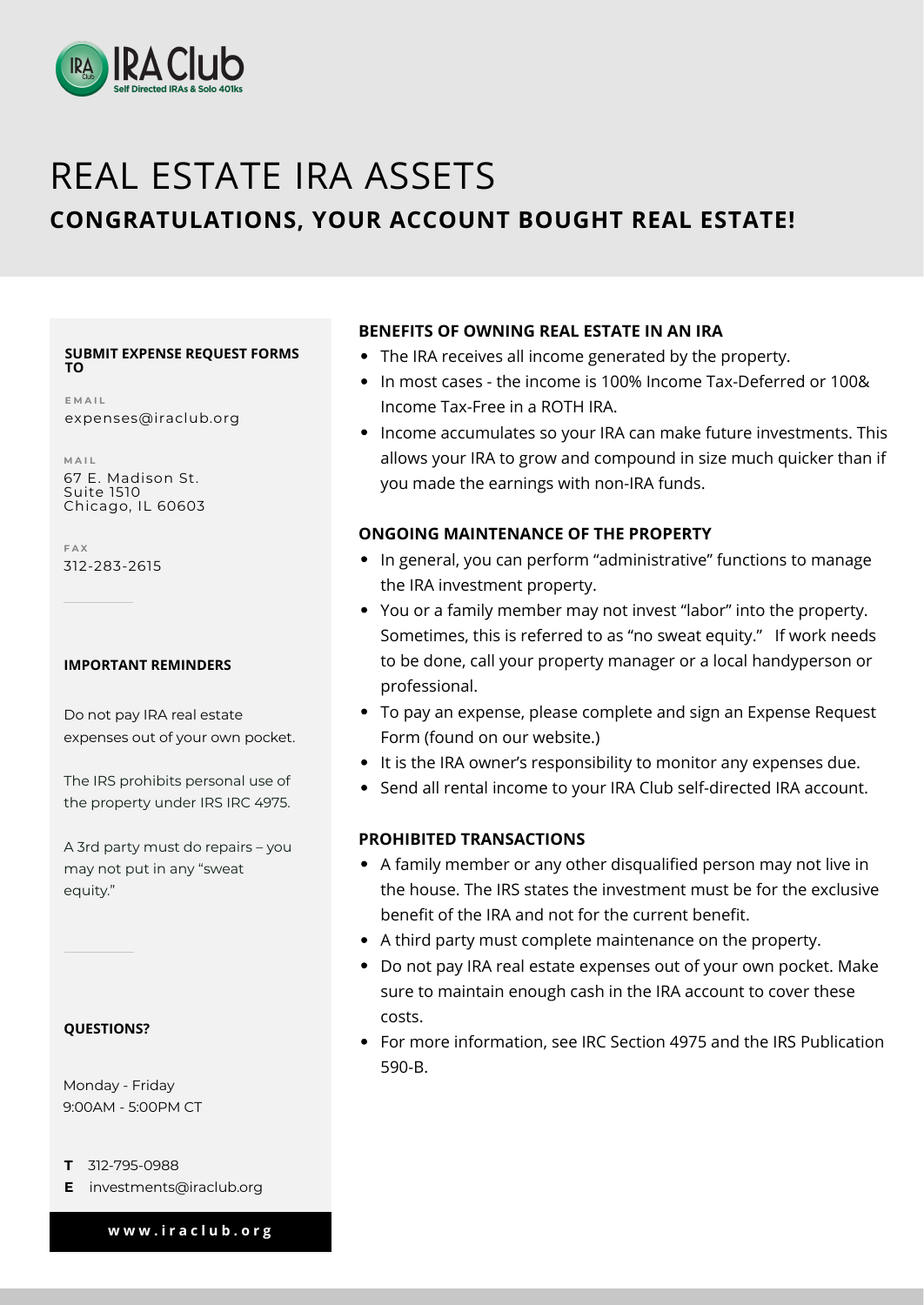# REAL ESTATE IRA ASSETS

## CONGRATULATIONS, YOUR ACCOUNT BOUGHT REAL ESTATE!

### BENEFITS OF OWNING REAL ESTATE IN AN IRA

- The IRA receives all income generated by the property.
- In most cases - the income is 100% Income Tax-Deferred or 100& Income Tax-Free in a ROTH IRA.
- Income accumulates so your IRA can make future investments. This allows your IRA to grow and compound in size much quicker than if you made the earnings with non-IRA funds.

### ONGOING MAINTENANCE OF THE PROPERTY

- In general, you can perform "administrative" functions to manage the IRA investment property.
- You or a family member may not invest "labor" into the property. Sometimes, this is referred to as "no sweat equity." If work needs to be done, call your property manager or a local handyperson or professional.
- To pay an expense, please complete and sign an Expense Request Form (found on our website.)
- It is the IRA owner's responsibility to monitor any expenses due.
- Send all rental income to your IRA Club self-directed IRA account.

### PROHIBITED TRANSACTIONS

- A family member or any other disqualified person may not live in the house. The IRS states the investment must be for the exclusive benefit of the IRA and not for the current benefit.
- A third party must complete maintenance on the property.
- Do not pay IRA real estate expenses out of your own pocket. Make sure to maintain enough cash in the IRA account to cover these costs.
- For more information, see IRC Section 4975 and the IRS Publication 590-B.

**SUBMIT EXPENSE REQUEST FORMS TO**

EMAIL
expenses@iraclub.org

MAIL
67 E. Madison St.
Suite 1510
Chicago, IL 60603

FAX
312-283-2615

**IMPORTANT REMINDERS**

Do not pay IRA real estate expenses out of your own pocket.

The IRS prohibits personal use of the property under IRS IRC 4975.

A 3rd party must do repairs – you may not put in any "sweat equity."

**QUESTIONS?**

Monday - Friday
9:00AM - 5:00PM CT

**T** 312-795-0988
**E** investments@iraclub.org

**www.iraclub.org**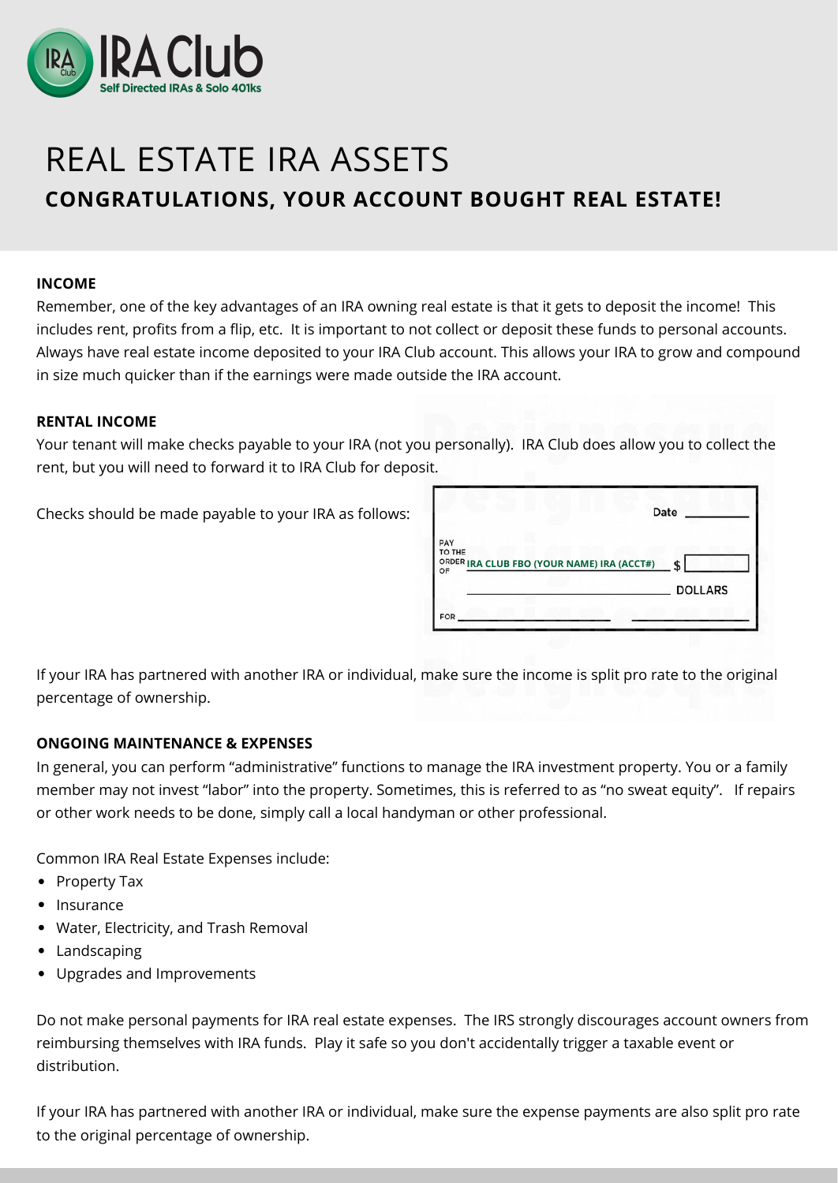IRA Club
Self Directed IRAs & Solo 401ks

# REAL ESTATE IRA ASSETS

## CONGRATULATIONS, YOUR ACCOUNT BOUGHT REAL ESTATE!

**INCOME**

Remember, one of the key advantages of an IRA owning real estate is that it gets to deposit the income! This includes rent, profits from a flip, etc. It is important to not collect or deposit these funds to personal accounts. Always have real estate income deposited to your IRA Club account. This allows your IRA to grow and compound in size much quicker than if the earnings were made outside the IRA account.

**RENTAL INCOME**

Your tenant will make checks payable to your IRA (not you personally). IRA Club does allow you to collect the rent, but you will need to forward it to IRA Club for deposit.

Checks should be made payable to your IRA as follows:

Date ________

PAY TO THE ORDER OF **IRA CLUB FBO (YOUR NAME) IRA (ACCT#)** $

________________ DOLLARS

FOR ________________ ________________

If your IRA has partnered with another IRA or individual, make sure the income is split pro rate to the original percentage of ownership.

**ONGOING MAINTENANCE & EXPENSES**

In general, you can perform "administrative" functions to manage the IRA investment property. You or a family member may not invest "labor" into the property. Sometimes, this is referred to as "no sweat equity". If repairs or other work needs to be done, simply call a local handyman or other professional.

Common IRA Real Estate Expenses include:

- Property Tax
- Insurance
- Water, Electricity, and Trash Removal
- Landscaping
- Upgrades and Improvements

Do not make personal payments for IRA real estate expenses. The IRS strongly discourages account owners from reimbursing themselves with IRA funds. Play it safe so you don't accidentally trigger a taxable event or distribution.

If your IRA has partnered with another IRA or individual, make sure the expense payments are also split pro rate to the original percentage of ownership.